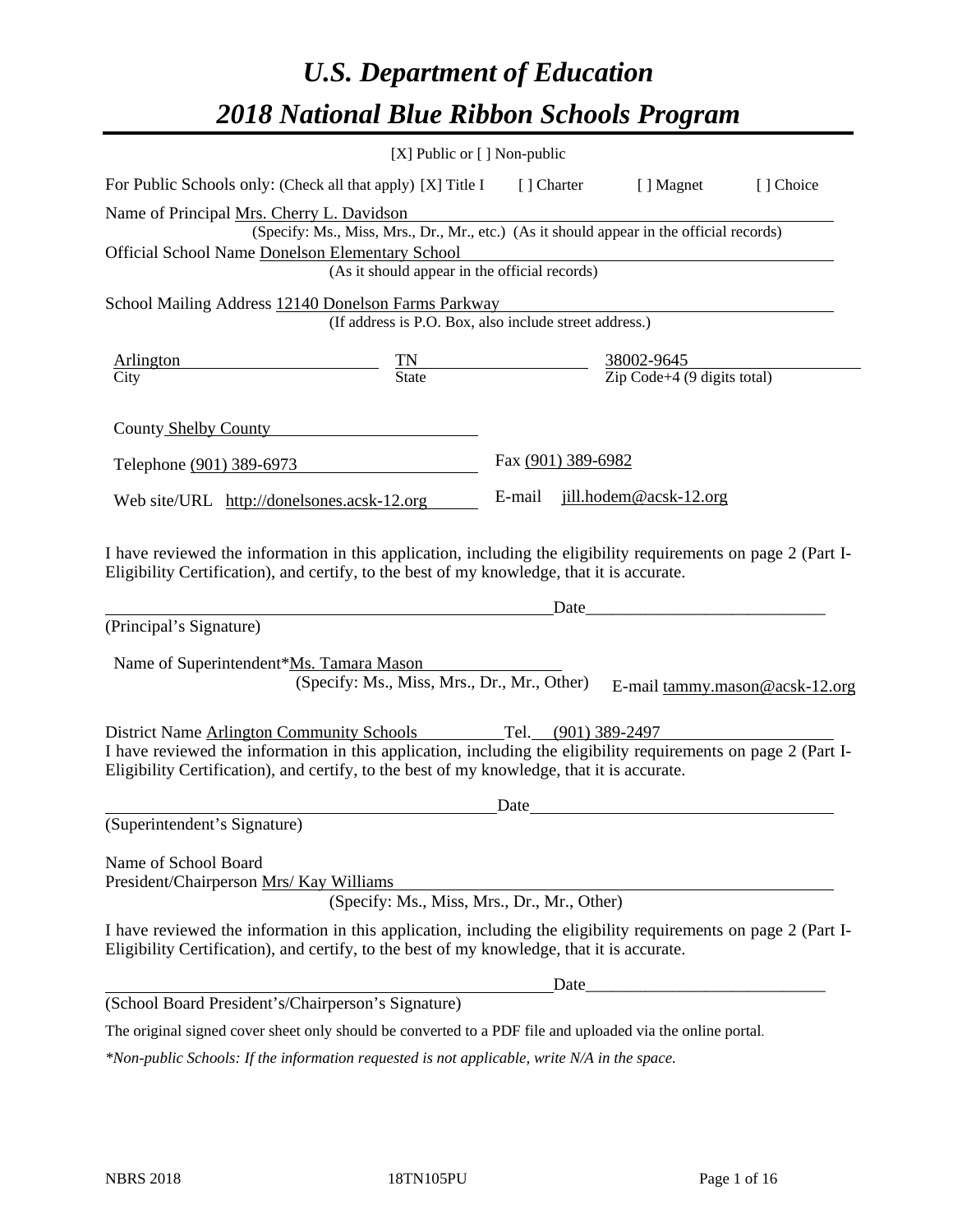# *U.S. Department of Education*
# *2018 National Blue Ribbon Schools Program*

[X] Public or [ ] Non-public

For Public Schools only: (Check all that apply) [X] Title I [ ] Charter [ ] Magnet [ ] Choice

Name of Principal Mrs. Cherry L. Davidson
(Specify: Ms., Miss, Mrs., Dr., Mr., etc.) (As it should appear in the official records)

Official School Name Donelson Elementary School
(As it should appear in the official records)

School Mailing Address 12140 Donelson Farms Parkway
(If address is P.O. Box, also include street address.)

| Arlington | TN | 38002-9645 |
|---|---|---|
| City | State | Zip Code+4 (9 digits total) |

County Shelby County

Telephone (901) 389-6973 Fax (901) 389-6982

Web site/URL http://donelsones.acsk-12.org E-mail jill.hodem@acsk-12.org

I have reviewed the information in this application, including the eligibility requirements on page 2 (Part I-Eligibility Certification), and certify, to the best of my knowledge, that it is accurate.

_________________________________________ Date_____________________

(Principal's Signature)

Name of Superintendent*Ms. Tamara Mason
(Specify: Ms., Miss, Mrs., Dr., Mr., Other) E-mail tammy.mason@acsk-12.org

District Name Arlington Community Schools Tel. (901) 389-2497

I have reviewed the information in this application, including the eligibility requirements on page 2 (Part I-Eligibility Certification), and certify, to the best of my knowledge, that it is accurate.

_________________________________________ Date_____________________

(Superintendent's Signature)

Name of School Board
President/Chairperson Mrs/ Kay Williams
(Specify: Ms., Miss, Mrs., Dr., Mr., Other)

I have reviewed the information in this application, including the eligibility requirements on page 2 (Part I-Eligibility Certification), and certify, to the best of my knowledge, that it is accurate.

_________________________________________ Date_____________________

(School Board President's/Chairperson's Signature)

The original signed cover sheet only should be converted to a PDF file and uploaded via the online portal.

*\*Non-public Schools: If the information requested is not applicable, write N/A in the space.*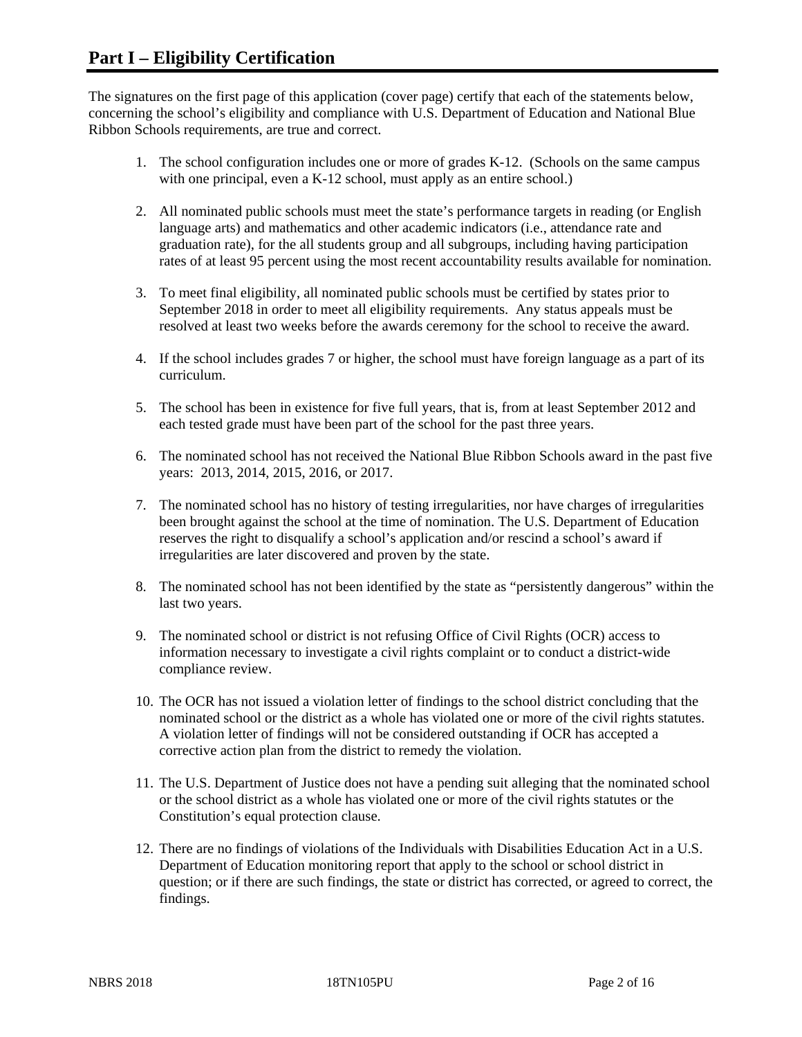# Part I – Eligibility Certification

The signatures on the first page of this application (cover page) certify that each of the statements below, concerning the school's eligibility and compliance with U.S. Department of Education and National Blue Ribbon Schools requirements, are true and correct.

1. The school configuration includes one or more of grades K-12. (Schools on the same campus with one principal, even a K-12 school, must apply as an entire school.)

2. All nominated public schools must meet the state's performance targets in reading (or English language arts) and mathematics and other academic indicators (i.e., attendance rate and graduation rate), for the all students group and all subgroups, including having participation rates of at least 95 percent using the most recent accountability results available for nomination.

3. To meet final eligibility, all nominated public schools must be certified by states prior to September 2018 in order to meet all eligibility requirements. Any status appeals must be resolved at least two weeks before the awards ceremony for the school to receive the award.

4. If the school includes grades 7 or higher, the school must have foreign language as a part of its curriculum.

5. The school has been in existence for five full years, that is, from at least September 2012 and each tested grade must have been part of the school for the past three years.

6. The nominated school has not received the National Blue Ribbon Schools award in the past five years: 2013, 2014, 2015, 2016, or 2017.

7. The nominated school has no history of testing irregularities, nor have charges of irregularities been brought against the school at the time of nomination. The U.S. Department of Education reserves the right to disqualify a school's application and/or rescind a school's award if irregularities are later discovered and proven by the state.

8. The nominated school has not been identified by the state as "persistently dangerous" within the last two years.

9. The nominated school or district is not refusing Office of Civil Rights (OCR) access to information necessary to investigate a civil rights complaint or to conduct a district-wide compliance review.

10. The OCR has not issued a violation letter of findings to the school district concluding that the nominated school or the district as a whole has violated one or more of the civil rights statutes. A violation letter of findings will not be considered outstanding if OCR has accepted a corrective action plan from the district to remedy the violation.

11. The U.S. Department of Justice does not have a pending suit alleging that the nominated school or the school district as a whole has violated one or more of the civil rights statutes or the Constitution's equal protection clause.

12. There are no findings of violations of the Individuals with Disabilities Education Act in a U.S. Department of Education monitoring report that apply to the school or school district in question; or if there are such findings, the state or district has corrected, or agreed to correct, the findings.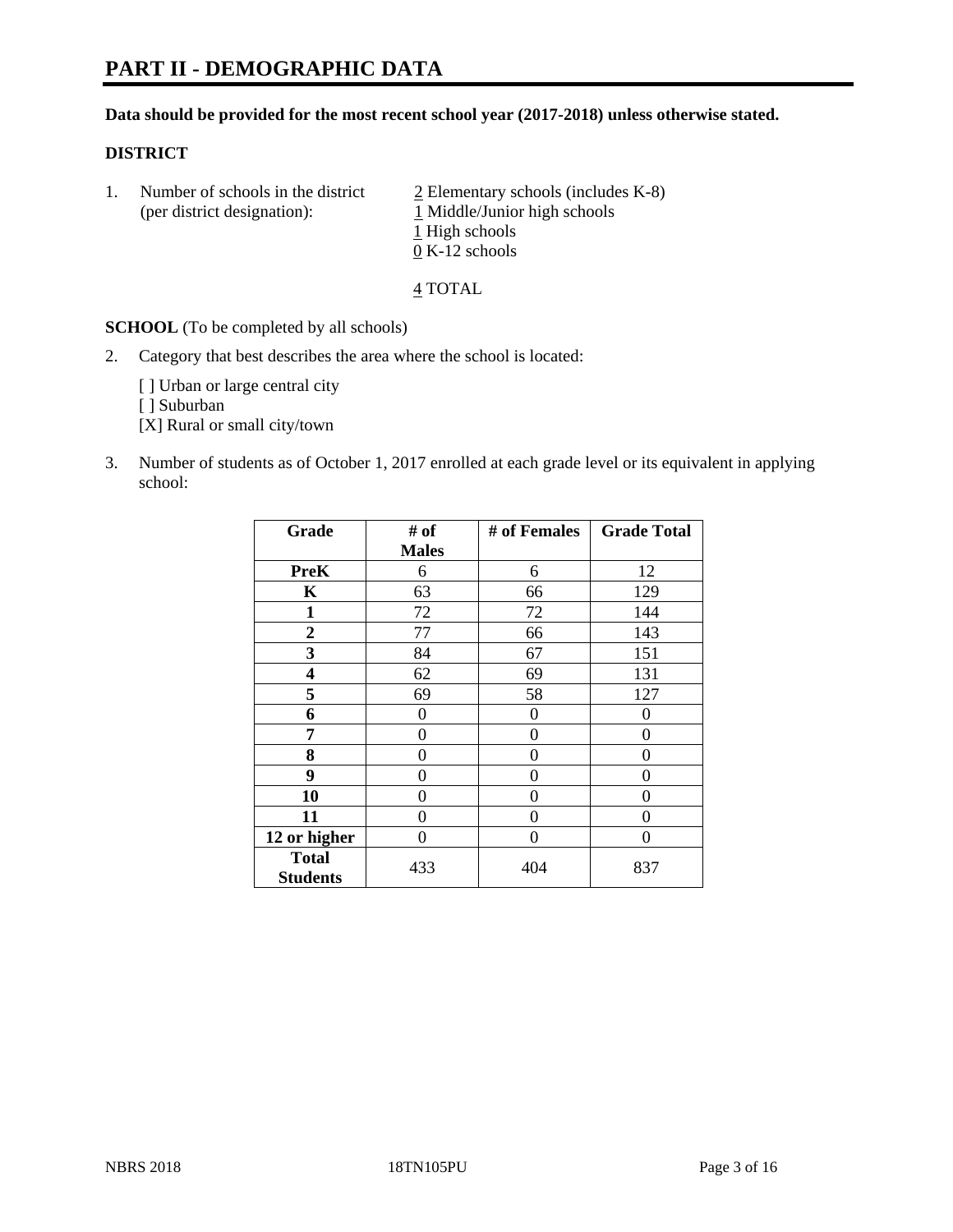# PART II - DEMOGRAPHIC DATA

**Data should be provided for the most recent school year (2017-2018) unless otherwise stated.**

**DISTRICT**

1. Number of schools in the district (per district designation):
   2 Elementary schools (includes K-8)
   1 Middle/Junior high schools
   1 High schools
   0 K-12 schools

   4 TOTAL

**SCHOOL** (To be completed by all schools)

2. Category that best describes the area where the school is located:

   [ ] Urban or large central city
   [ ] Suburban
   [X] Rural or small city/town

3. Number of students as of October 1, 2017 enrolled at each grade level or its equivalent in applying school:

| Grade | # of Males | # of Females | Grade Total |
|---|---|---|---|
| **PreK** | 6 | 6 | 12 |
| **K** | 63 | 66 | 129 |
| **1** | 72 | 72 | 144 |
| **2** | 77 | 66 | 143 |
| **3** | 84 | 67 | 151 |
| **4** | 62 | 69 | 131 |
| **5** | 69 | 58 | 127 |
| **6** | 0 | 0 | 0 |
| **7** | 0 | 0 | 0 |
| **8** | 0 | 0 | 0 |
| **9** | 0 | 0 | 0 |
| **10** | 0 | 0 | 0 |
| **11** | 0 | 0 | 0 |
| **12 or higher** | 0 | 0 | 0 |
| **Total Students** | 433 | 404 | 837 |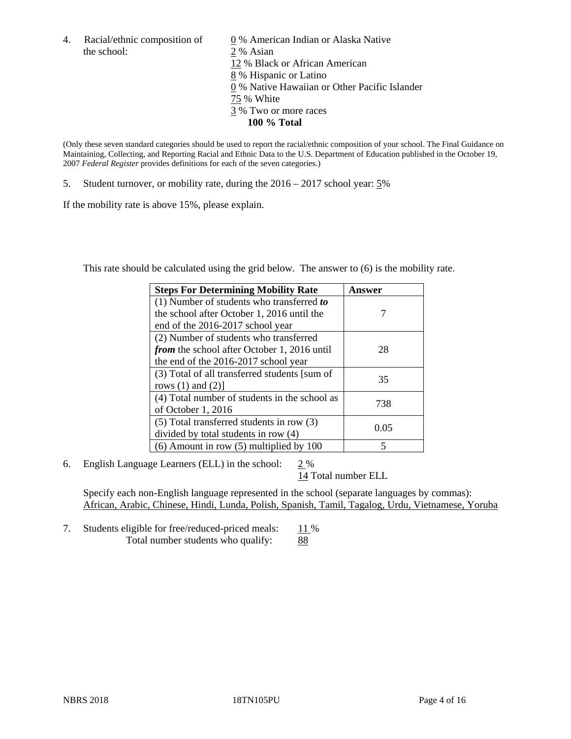4. Racial/ethnic composition of the school:

0 % American Indian or Alaska Native
2 % Asian
12 % Black or African American
8 % Hispanic or Latino
0 % Native Hawaiian or Other Pacific Islander
75 % White
3 % Two or more races
**100 % Total**

(Only these seven standard categories should be used to report the racial/ethnic composition of your school. The Final Guidance on Maintaining, Collecting, and Reporting Racial and Ethnic Data to the U.S. Department of Education published in the October 19, 2007 *Federal Register* provides definitions for each of the seven categories.)

5. Student turnover, or mobility rate, during the 2016 – 2017 school year: 5%

If the mobility rate is above 15%, please explain.

This rate should be calculated using the grid below. The answer to (6) is the mobility rate.

| **Steps For Determining Mobility Rate** | **Answer** |
| --- | --- |
| (1) Number of students who transferred ***to*** the school after October 1, 2016 until the end of the 2016-2017 school year | 7 |
| (2) Number of students who transferred ***from*** the school after October 1, 2016 until the end of the 2016-2017 school year | 28 |
| (3) Total of all transferred students [sum of rows (1) and (2)] | 35 |
| (4) Total number of students in the school as of October 1, 2016 | 738 |
| (5) Total transferred students in row (3) divided by total students in row (4) | 0.05 |
| (6) Amount in row (5) multiplied by 100 | 5 |

6. English Language Learners (ELL) in the school: 2 %
14 Total number ELL

Specify each non-English language represented in the school (separate languages by commas):
African, Arabic, Chinese, Hindi, Lunda, Polish, Spanish, Tamil, Tagalog, Urdu, Vietnamese, Yoruba

7. Students eligible for free/reduced-priced meals: 11 %
Total number students who qualify: 88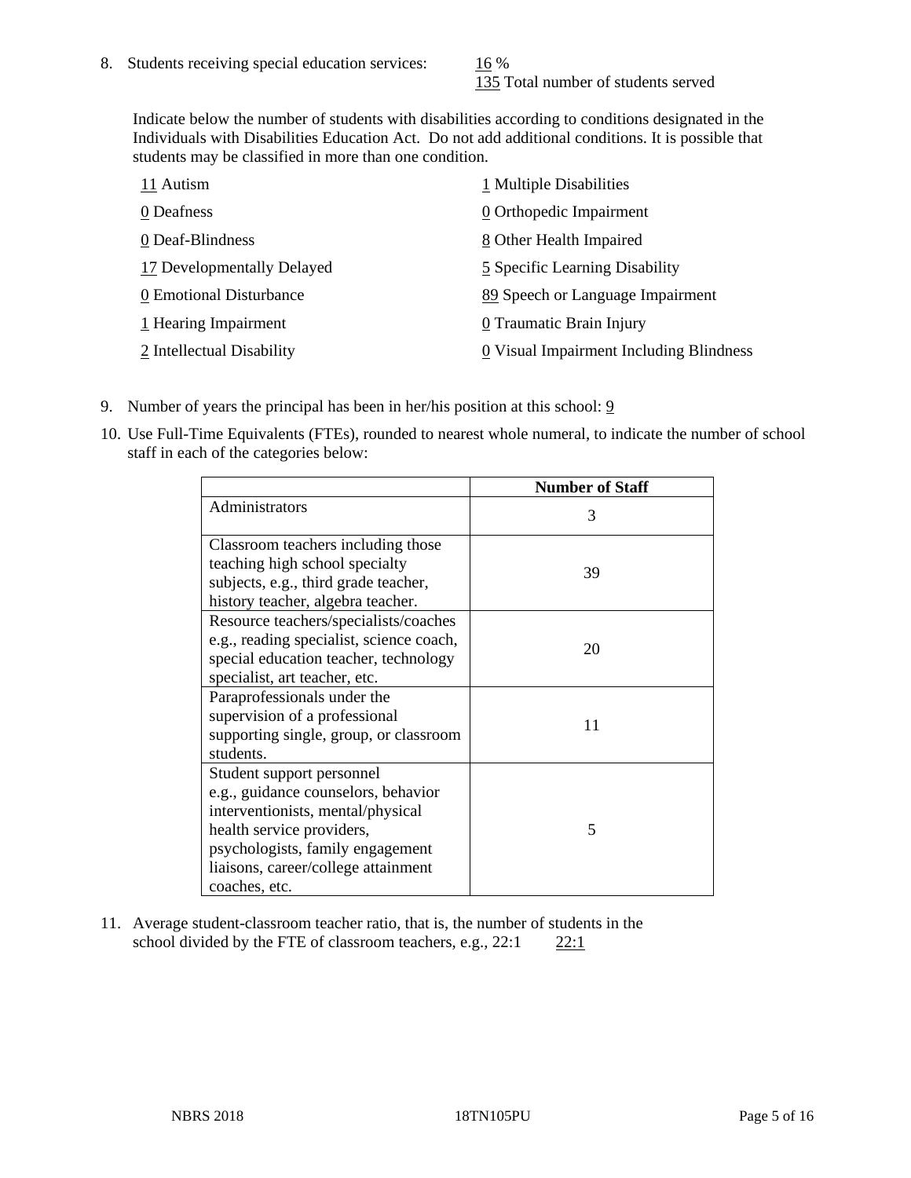8. Students receiving special education services: 16 %
   135 Total number of students served

   Indicate below the number of students with disabilities according to conditions designated in the Individuals with Disabilities Education Act. Do not add additional conditions. It is possible that students may be classified in more than one condition.

| | |
|---|---|
| 11 Autism | 1 Multiple Disabilities |
| 0 Deafness | 0 Orthopedic Impairment |
| 0 Deaf-Blindness | 8 Other Health Impaired |
| 17 Developmentally Delayed | 5 Specific Learning Disability |
| 0 Emotional Disturbance | 89 Speech or Language Impairment |
| 1 Hearing Impairment | 0 Traumatic Brain Injury |
| 2 Intellectual Disability | 0 Visual Impairment Including Blindness |

9. Number of years the principal has been in her/his position at this school: 9

10. Use Full-Time Equivalents (FTEs), rounded to nearest whole numeral, to indicate the number of school staff in each of the categories below:

| | Number of Staff |
|---|---|
| Administrators | 3 |
| Classroom teachers including those teaching high school specialty subjects, e.g., third grade teacher, history teacher, algebra teacher. | 39 |
| Resource teachers/specialists/coaches e.g., reading specialist, science coach, special education teacher, technology specialist, art teacher, etc. | 20 |
| Paraprofessionals under the supervision of a professional supporting single, group, or classroom students. | 11 |
| Student support personnel e.g., guidance counselors, behavior interventionists, mental/physical health service providers, psychologists, family engagement liaisons, career/college attainment coaches, etc. | 5 |

11. Average student-classroom teacher ratio, that is, the number of students in the school divided by the FTE of classroom teachers, e.g., 22:1 22:1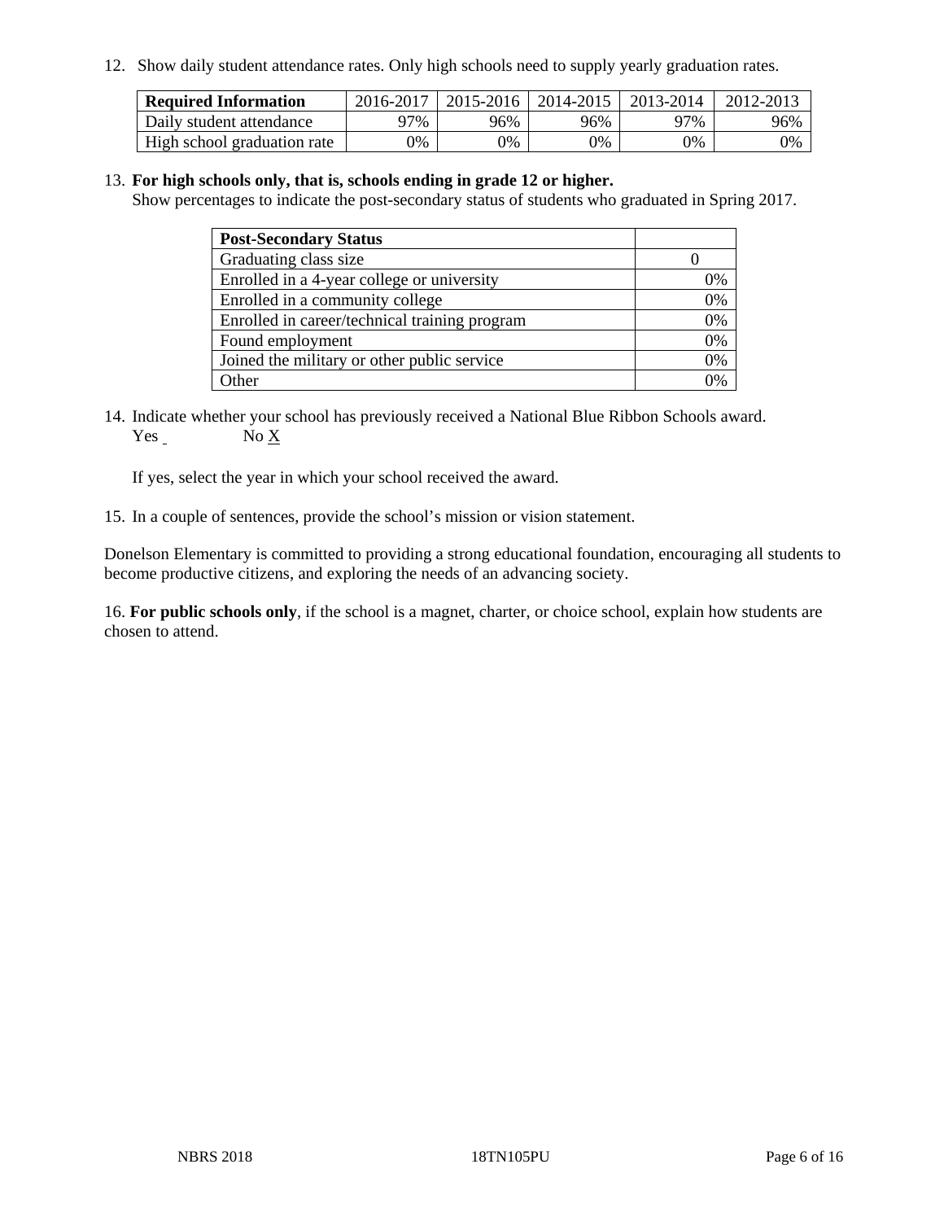12. Show daily student attendance rates. Only high schools need to supply yearly graduation rates.

| Required Information | 2016-2017 | 2015-2016 | 2014-2015 | 2013-2014 | 2012-2013 |
|---|---|---|---|---|---|
| Daily student attendance | 97% | 96% | 96% | 97% | 96% |
| High school graduation rate | 0% | 0% | 0% | 0% | 0% |

13. **For high schools only, that is, schools ending in grade 12 or higher.**
Show percentages to indicate the post-secondary status of students who graduated in Spring 2017.

| Post-Secondary Status | |
|---|---|
| Graduating class size | 0 |
| Enrolled in a 4-year college or university | 0% |
| Enrolled in a community college | 0% |
| Enrolled in career/technical training program | 0% |
| Found employment | 0% |
| Joined the military or other public service | 0% |
| Other | 0% |

14. Indicate whether your school has previously received a National Blue Ribbon Schools award.
Yes _ No X

If yes, select the year in which your school received the award.

15. In a couple of sentences, provide the school's mission or vision statement.

Donelson Elementary is committed to providing a strong educational foundation, encouraging all students to become productive citizens, and exploring the needs of an advancing society.

16. **For public schools only**, if the school is a magnet, charter, or choice school, explain how students are chosen to attend.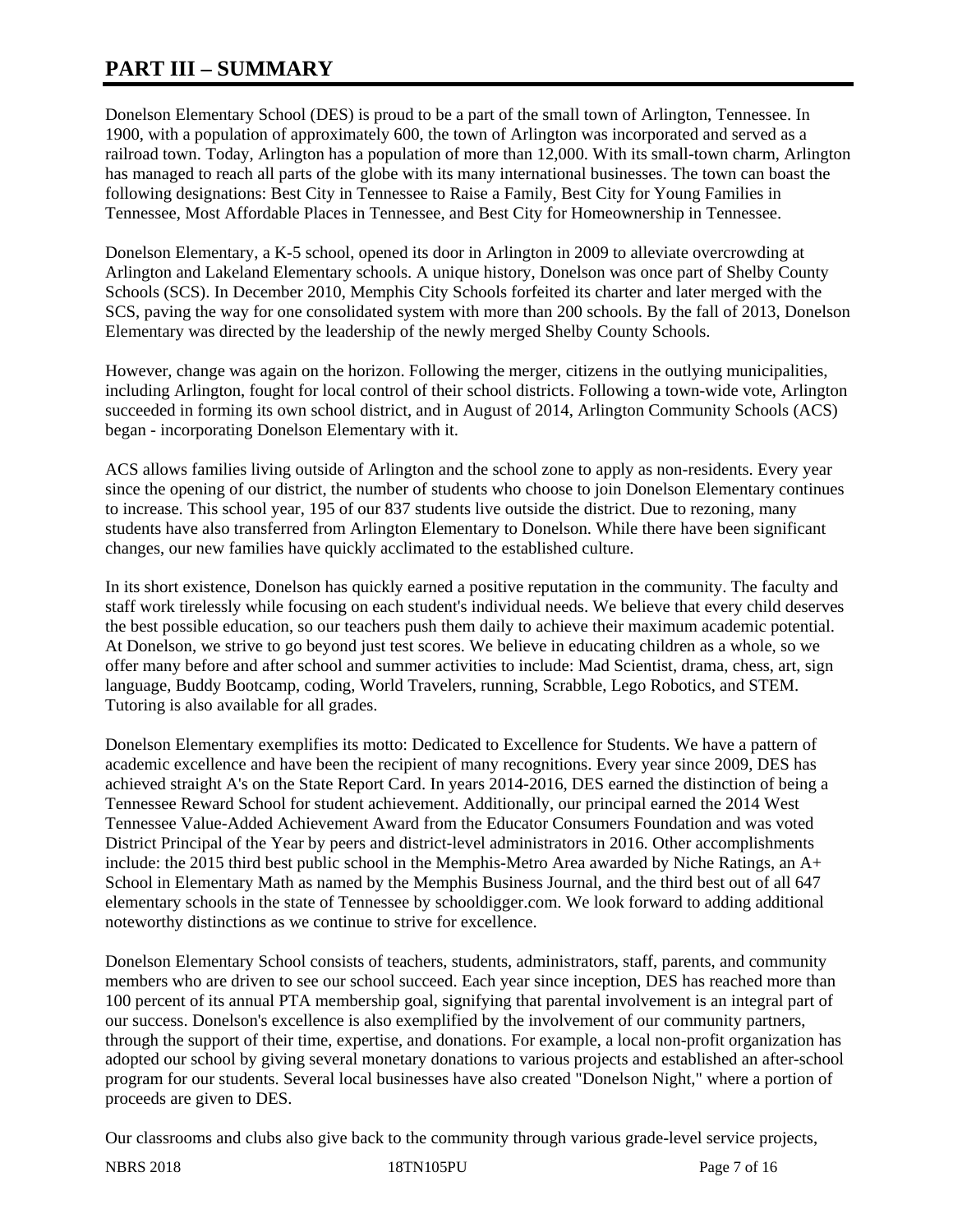# PART III – SUMMARY

Donelson Elementary School (DES) is proud to be a part of the small town of Arlington, Tennessee. In 1900, with a population of approximately 600, the town of Arlington was incorporated and served as a railroad town. Today, Arlington has a population of more than 12,000. With its small-town charm, Arlington has managed to reach all parts of the globe with its many international businesses. The town can boast the following designations: Best City in Tennessee to Raise a Family, Best City for Young Families in Tennessee, Most Affordable Places in Tennessee, and Best City for Homeownership in Tennessee.

Donelson Elementary, a K-5 school, opened its door in Arlington in 2009 to alleviate overcrowding at Arlington and Lakeland Elementary schools. A unique history, Donelson was once part of Shelby County Schools (SCS). In December 2010, Memphis City Schools forfeited its charter and later merged with the SCS, paving the way for one consolidated system with more than 200 schools. By the fall of 2013, Donelson Elementary was directed by the leadership of the newly merged Shelby County Schools.

However, change was again on the horizon. Following the merger, citizens in the outlying municipalities, including Arlington, fought for local control of their school districts. Following a town-wide vote, Arlington succeeded in forming its own school district, and in August of 2014, Arlington Community Schools (ACS) began - incorporating Donelson Elementary with it.

ACS allows families living outside of Arlington and the school zone to apply as non-residents. Every year since the opening of our district, the number of students who choose to join Donelson Elementary continues to increase. This school year, 195 of our 837 students live outside the district. Due to rezoning, many students have also transferred from Arlington Elementary to Donelson. While there have been significant changes, our new families have quickly acclimated to the established culture.

In its short existence, Donelson has quickly earned a positive reputation in the community. The faculty and staff work tirelessly while focusing on each student's individual needs. We believe that every child deserves the best possible education, so our teachers push them daily to achieve their maximum academic potential. At Donelson, we strive to go beyond just test scores. We believe in educating children as a whole, so we offer many before and after school and summer activities to include: Mad Scientist, drama, chess, art, sign language, Buddy Bootcamp, coding, World Travelers, running, Scrabble, Lego Robotics, and STEM. Tutoring is also available for all grades.

Donelson Elementary exemplifies its motto: Dedicated to Excellence for Students. We have a pattern of academic excellence and have been the recipient of many recognitions. Every year since 2009, DES has achieved straight A's on the State Report Card. In years 2014-2016, DES earned the distinction of being a Tennessee Reward School for student achievement. Additionally, our principal earned the 2014 West Tennessee Value-Added Achievement Award from the Educator Consumers Foundation and was voted District Principal of the Year by peers and district-level administrators in 2016. Other accomplishments include: the 2015 third best public school in the Memphis-Metro Area awarded by Niche Ratings, an A+ School in Elementary Math as named by the Memphis Business Journal, and the third best out of all 647 elementary schools in the state of Tennessee by schooldigger.com. We look forward to adding additional noteworthy distinctions as we continue to strive for excellence.

Donelson Elementary School consists of teachers, students, administrators, staff, parents, and community members who are driven to see our school succeed. Each year since inception, DES has reached more than 100 percent of its annual PTA membership goal, signifying that parental involvement is an integral part of our success. Donelson's excellence is also exemplified by the involvement of our community partners, through the support of their time, expertise, and donations. For example, a local non-profit organization has adopted our school by giving several monetary donations to various projects and established an after-school program for our students. Several local businesses have also created "Donelson Night," where a portion of proceeds are given to DES.

Our classrooms and clubs also give back to the community through various grade-level service projects,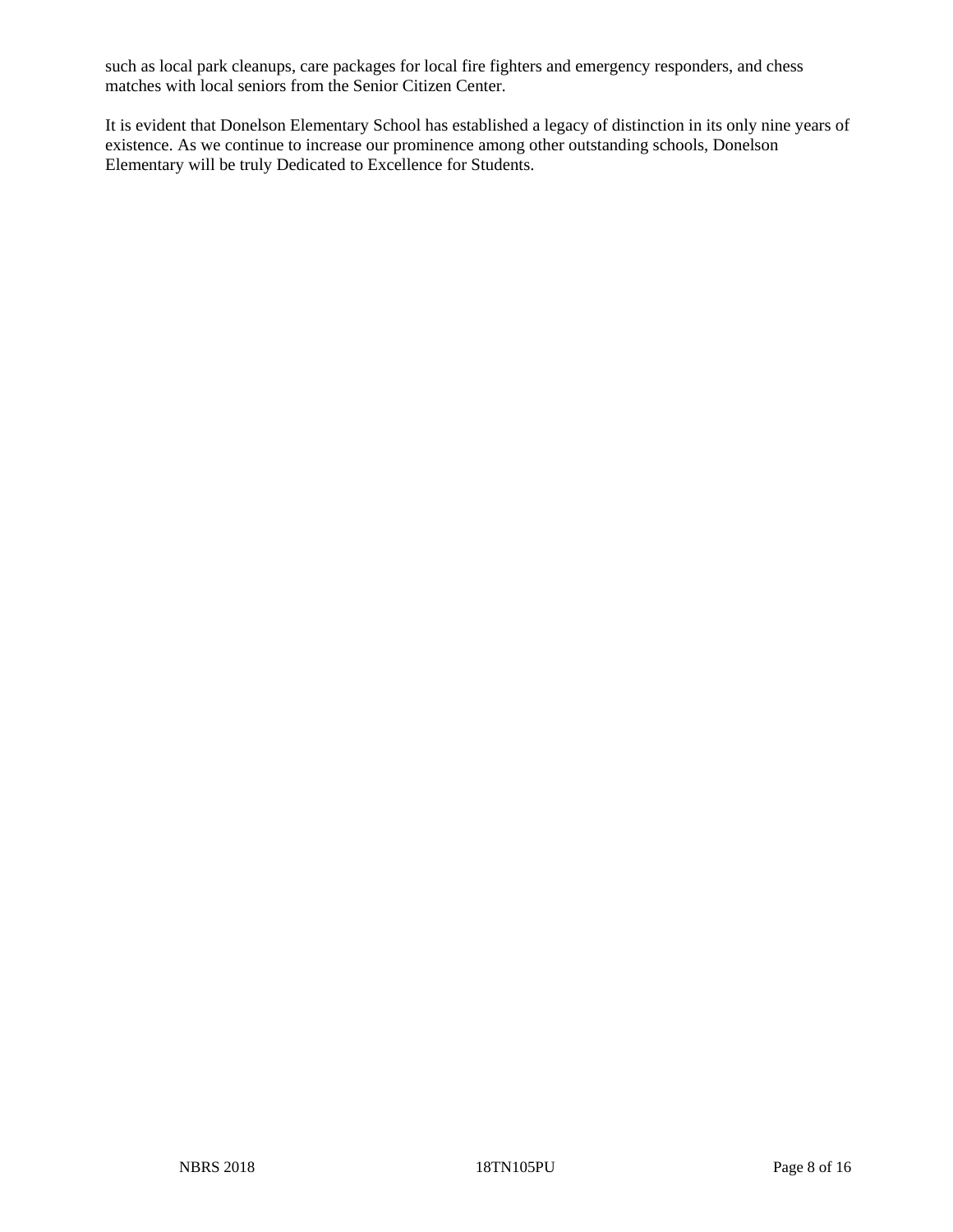such as local park cleanups, care packages for local fire fighters and emergency responders, and chess matches with local seniors from the Senior Citizen Center.

It is evident that Donelson Elementary School has established a legacy of distinction in its only nine years of existence. As we continue to increase our prominence among other outstanding schools, Donelson Elementary will be truly Dedicated to Excellence for Students.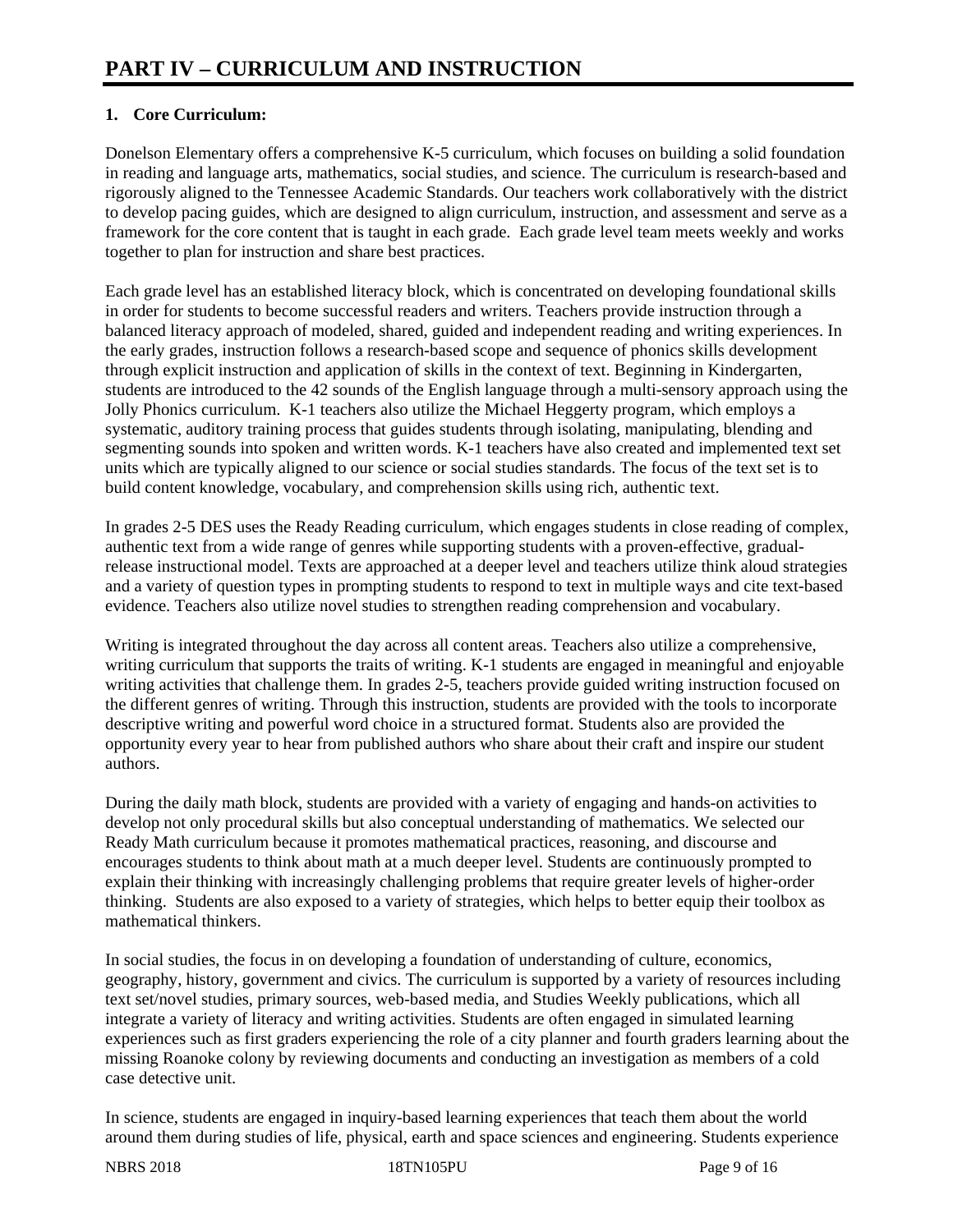# PART IV – CURRICULUM AND INSTRUCTION

**1. Core Curriculum:**

Donelson Elementary offers a comprehensive K-5 curriculum, which focuses on building a solid foundation in reading and language arts, mathematics, social studies, and science. The curriculum is research-based and rigorously aligned to the Tennessee Academic Standards. Our teachers work collaboratively with the district to develop pacing guides, which are designed to align curriculum, instruction, and assessment and serve as a framework for the core content that is taught in each grade. Each grade level team meets weekly and works together to plan for instruction and share best practices.

Each grade level has an established literacy block, which is concentrated on developing foundational skills in order for students to become successful readers and writers. Teachers provide instruction through a balanced literacy approach of modeled, shared, guided and independent reading and writing experiences. In the early grades, instruction follows a research-based scope and sequence of phonics skills development through explicit instruction and application of skills in the context of text. Beginning in Kindergarten, students are introduced to the 42 sounds of the English language through a multi-sensory approach using the Jolly Phonics curriculum. K-1 teachers also utilize the Michael Heggerty program, which employs a systematic, auditory training process that guides students through isolating, manipulating, blending and segmenting sounds into spoken and written words. K-1 teachers have also created and implemented text set units which are typically aligned to our science or social studies standards. The focus of the text set is to build content knowledge, vocabulary, and comprehension skills using rich, authentic text.

In grades 2-5 DES uses the Ready Reading curriculum, which engages students in close reading of complex, authentic text from a wide range of genres while supporting students with a proven-effective, gradual-release instructional model. Texts are approached at a deeper level and teachers utilize think aloud strategies and a variety of question types in prompting students to respond to text in multiple ways and cite text-based evidence. Teachers also utilize novel studies to strengthen reading comprehension and vocabulary.

Writing is integrated throughout the day across all content areas. Teachers also utilize a comprehensive, writing curriculum that supports the traits of writing. K-1 students are engaged in meaningful and enjoyable writing activities that challenge them. In grades 2-5, teachers provide guided writing instruction focused on the different genres of writing. Through this instruction, students are provided with the tools to incorporate descriptive writing and powerful word choice in a structured format. Students also are provided the opportunity every year to hear from published authors who share about their craft and inspire our student authors.

During the daily math block, students are provided with a variety of engaging and hands-on activities to develop not only procedural skills but also conceptual understanding of mathematics. We selected our Ready Math curriculum because it promotes mathematical practices, reasoning, and discourse and encourages students to think about math at a much deeper level. Students are continuously prompted to explain their thinking with increasingly challenging problems that require greater levels of higher-order thinking. Students are also exposed to a variety of strategies, which helps to better equip their toolbox as mathematical thinkers.

In social studies, the focus in on developing a foundation of understanding of culture, economics, geography, history, government and civics. The curriculum is supported by a variety of resources including text set/novel studies, primary sources, web-based media, and Studies Weekly publications, which all integrate a variety of literacy and writing activities. Students are often engaged in simulated learning experiences such as first graders experiencing the role of a city planner and fourth graders learning about the missing Roanoke colony by reviewing documents and conducting an investigation as members of a cold case detective unit.

In science, students are engaged in inquiry-based learning experiences that teach them about the world around them during studies of life, physical, earth and space sciences and engineering. Students experience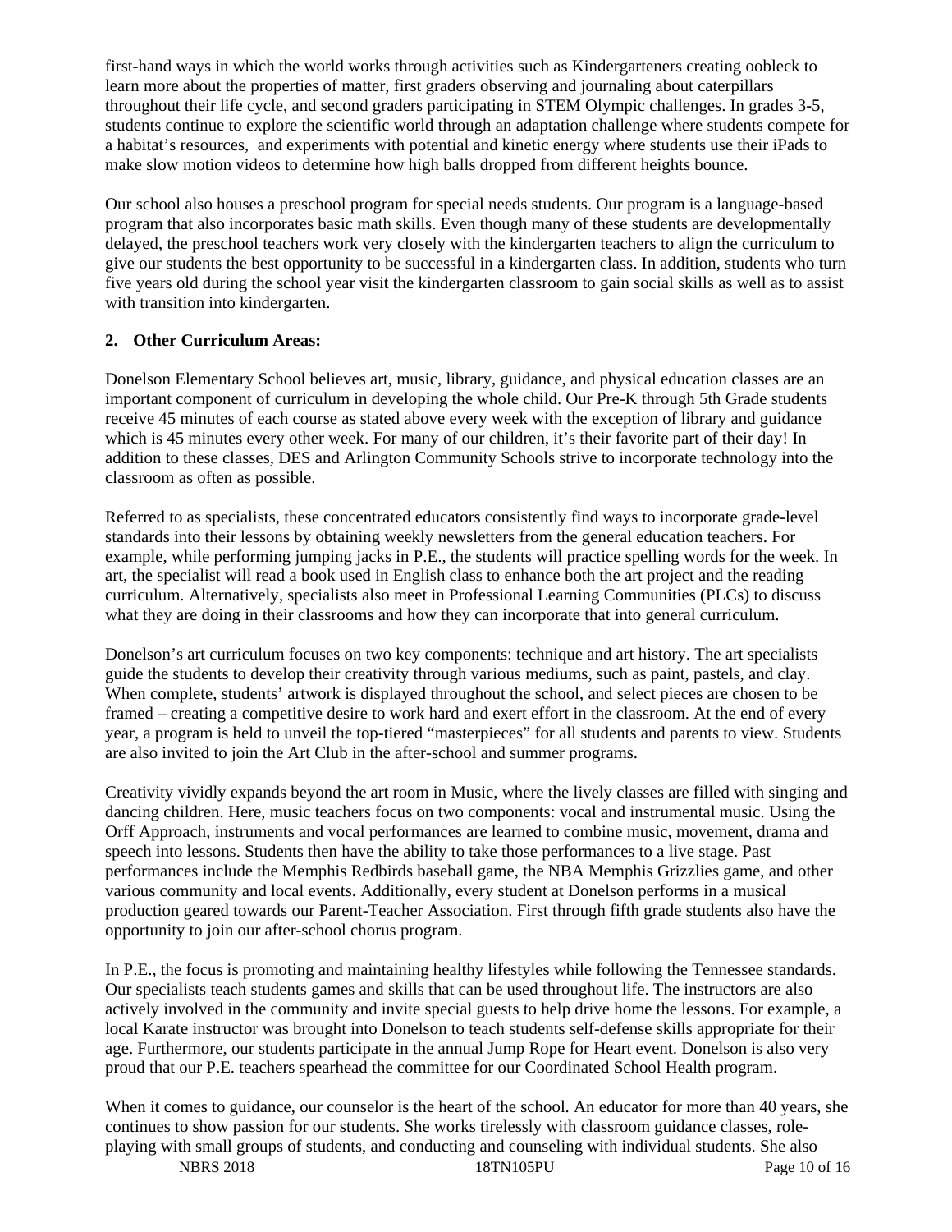first-hand ways in which the world works through activities such as Kindergarteners creating oobleck to learn more about the properties of matter, first graders observing and journaling about caterpillars throughout their life cycle, and second graders participating in STEM Olympic challenges. In grades 3-5, students continue to explore the scientific world through an adaptation challenge where students compete for a habitat's resources, and experiments with potential and kinetic energy where students use their iPads to make slow motion videos to determine how high balls dropped from different heights bounce.

Our school also houses a preschool program for special needs students. Our program is a language-based program that also incorporates basic math skills. Even though many of these students are developmentally delayed, the preschool teachers work very closely with the kindergarten teachers to align the curriculum to give our students the best opportunity to be successful in a kindergarten class. In addition, students who turn five years old during the school year visit the kindergarten classroom to gain social skills as well as to assist with transition into kindergarten.

**2. Other Curriculum Areas:**

Donelson Elementary School believes art, music, library, guidance, and physical education classes are an important component of curriculum in developing the whole child. Our Pre-K through 5th Grade students receive 45 minutes of each course as stated above every week with the exception of library and guidance which is 45 minutes every other week. For many of our children, it's their favorite part of their day! In addition to these classes, DES and Arlington Community Schools strive to incorporate technology into the classroom as often as possible.

Referred to as specialists, these concentrated educators consistently find ways to incorporate grade-level standards into their lessons by obtaining weekly newsletters from the general education teachers. For example, while performing jumping jacks in P.E., the students will practice spelling words for the week. In art, the specialist will read a book used in English class to enhance both the art project and the reading curriculum. Alternatively, specialists also meet in Professional Learning Communities (PLCs) to discuss what they are doing in their classrooms and how they can incorporate that into general curriculum.

Donelson's art curriculum focuses on two key components: technique and art history. The art specialists guide the students to develop their creativity through various mediums, such as paint, pastels, and clay. When complete, students' artwork is displayed throughout the school, and select pieces are chosen to be framed – creating a competitive desire to work hard and exert effort in the classroom. At the end of every year, a program is held to unveil the top-tiered "masterpieces" for all students and parents to view. Students are also invited to join the Art Club in the after-school and summer programs.

Creativity vividly expands beyond the art room in Music, where the lively classes are filled with singing and dancing children. Here, music teachers focus on two components: vocal and instrumental music. Using the Orff Approach, instruments and vocal performances are learned to combine music, movement, drama and speech into lessons. Students then have the ability to take those performances to a live stage. Past performances include the Memphis Redbirds baseball game, the NBA Memphis Grizzlies game, and other various community and local events. Additionally, every student at Donelson performs in a musical production geared towards our Parent-Teacher Association. First through fifth grade students also have the opportunity to join our after-school chorus program.

In P.E., the focus is promoting and maintaining healthy lifestyles while following the Tennessee standards. Our specialists teach students games and skills that can be used throughout life. The instructors are also actively involved in the community and invite special guests to help drive home the lessons. For example, a local Karate instructor was brought into Donelson to teach students self-defense skills appropriate for their age. Furthermore, our students participate in the annual Jump Rope for Heart event. Donelson is also very proud that our P.E. teachers spearhead the committee for our Coordinated School Health program.

When it comes to guidance, our counselor is the heart of the school. An educator for more than 40 years, she continues to show passion for our students. She works tirelessly with classroom guidance classes, role-playing with small groups of students, and conducting and counseling with individual students. She also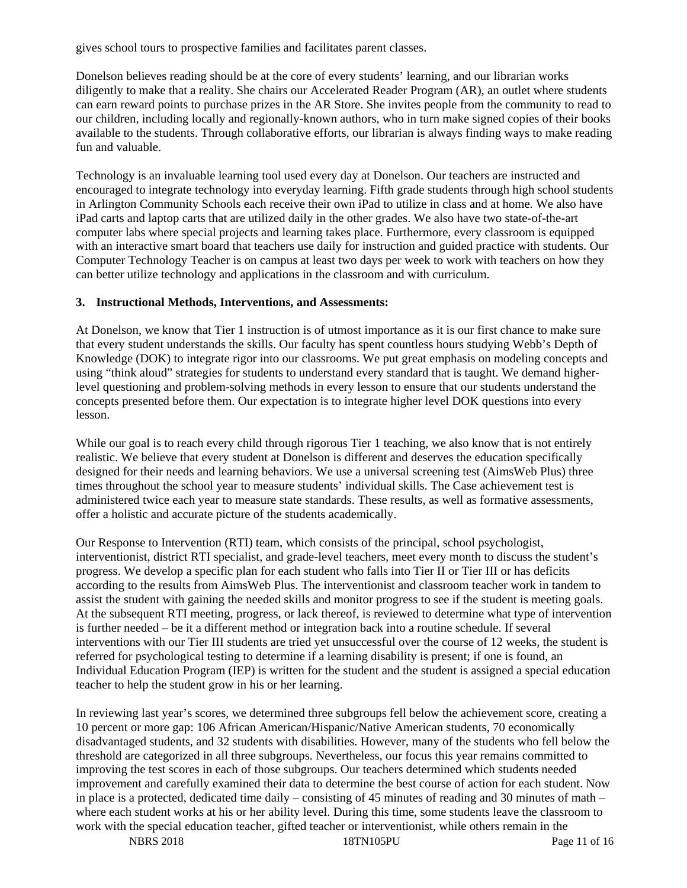gives school tours to prospective families and facilitates parent classes.

Donelson believes reading should be at the core of every students' learning, and our librarian works diligently to make that a reality. She chairs our Accelerated Reader Program (AR), an outlet where students can earn reward points to purchase prizes in the AR Store. She invites people from the community to read to our children, including locally and regionally-known authors, who in turn make signed copies of their books available to the students. Through collaborative efforts, our librarian is always finding ways to make reading fun and valuable.

Technology is an invaluable learning tool used every day at Donelson. Our teachers are instructed and encouraged to integrate technology into everyday learning. Fifth grade students through high school students in Arlington Community Schools each receive their own iPad to utilize in class and at home. We also have iPad carts and laptop carts that are utilized daily in the other grades. We also have two state-of-the-art computer labs where special projects and learning takes place. Furthermore, every classroom is equipped with an interactive smart board that teachers use daily for instruction and guided practice with students. Our Computer Technology Teacher is on campus at least two days per week to work with teachers on how they can better utilize technology and applications in the classroom and with curriculum.

**3. Instructional Methods, Interventions, and Assessments:**

At Donelson, we know that Tier 1 instruction is of utmost importance as it is our first chance to make sure that every student understands the skills. Our faculty has spent countless hours studying Webb's Depth of Knowledge (DOK) to integrate rigor into our classrooms. We put great emphasis on modeling concepts and using "think aloud" strategies for students to understand every standard that is taught. We demand higher-level questioning and problem-solving methods in every lesson to ensure that our students understand the concepts presented before them. Our expectation is to integrate higher level DOK questions into every lesson.

While our goal is to reach every child through rigorous Tier 1 teaching, we also know that is not entirely realistic. We believe that every student at Donelson is different and deserves the education specifically designed for their needs and learning behaviors. We use a universal screening test (AimsWeb Plus) three times throughout the school year to measure students' individual skills. The Case achievement test is administered twice each year to measure state standards. These results, as well as formative assessments, offer a holistic and accurate picture of the students academically.

Our Response to Intervention (RTI) team, which consists of the principal, school psychologist, interventionist, district RTI specialist, and grade-level teachers, meet every month to discuss the student's progress. We develop a specific plan for each student who falls into Tier II or Tier III or has deficits according to the results from AimsWeb Plus. The interventionist and classroom teacher work in tandem to assist the student with gaining the needed skills and monitor progress to see if the student is meeting goals. At the subsequent RTI meeting, progress, or lack thereof, is reviewed to determine what type of intervention is further needed – be it a different method or integration back into a routine schedule. If several interventions with our Tier III students are tried yet unsuccessful over the course of 12 weeks, the student is referred for psychological testing to determine if a learning disability is present; if one is found, an Individual Education Program (IEP) is written for the student and the student is assigned a special education teacher to help the student grow in his or her learning.

In reviewing last year's scores, we determined three subgroups fell below the achievement score, creating a 10 percent or more gap: 106 African American/Hispanic/Native American students, 70 economically disadvantaged students, and 32 students with disabilities. However, many of the students who fell below the threshold are categorized in all three subgroups. Nevertheless, our focus this year remains committed to improving the test scores in each of those subgroups. Our teachers determined which students needed improvement and carefully examined their data to determine the best course of action for each student. Now in place is a protected, dedicated time daily – consisting of 45 minutes of reading and 30 minutes of math – where each student works at his or her ability level. During this time, some students leave the classroom to work with the special education teacher, gifted teacher or interventionist, while others remain in the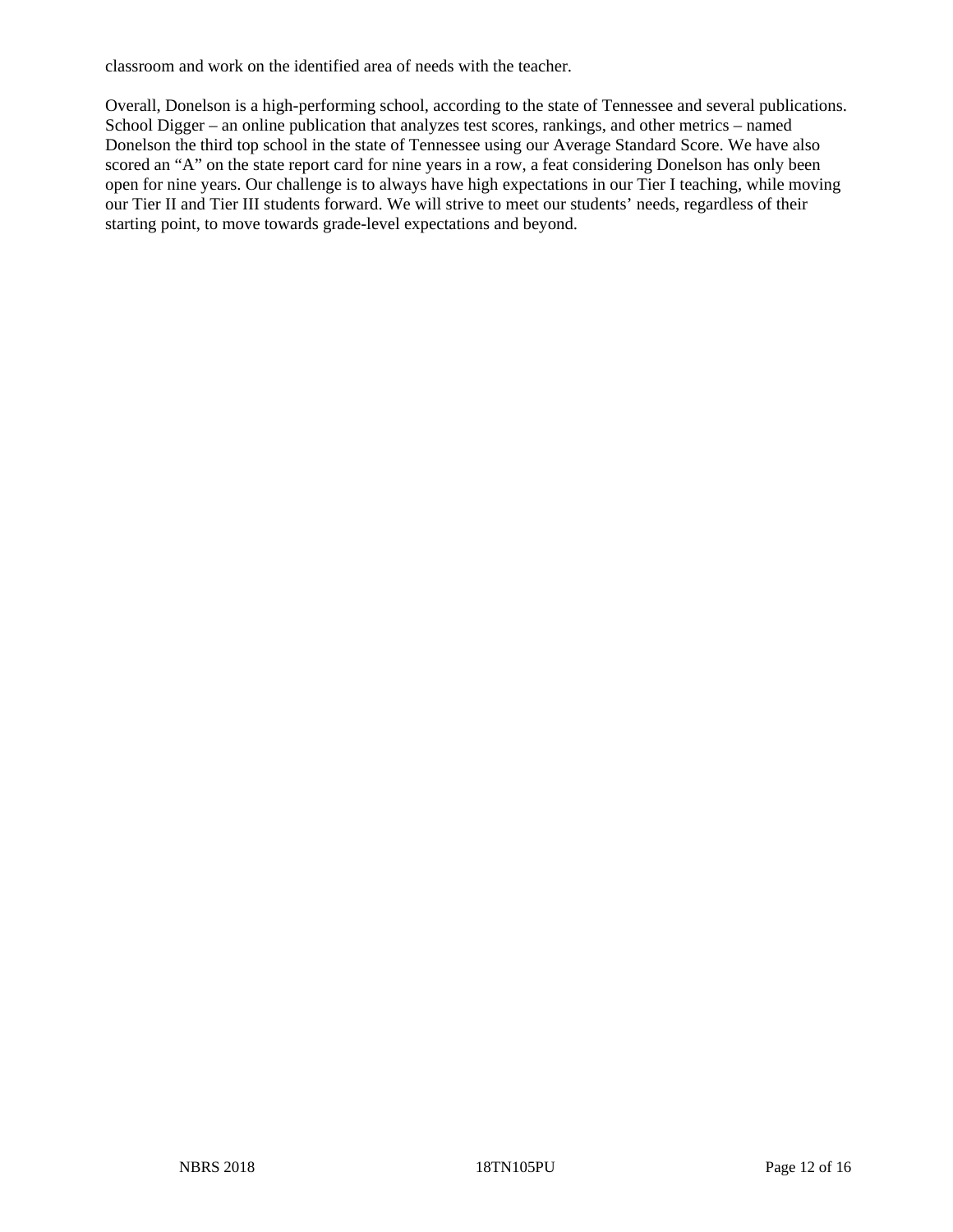classroom and work on the identified area of needs with the teacher.

Overall, Donelson is a high-performing school, according to the state of Tennessee and several publications. School Digger – an online publication that analyzes test scores, rankings, and other metrics – named Donelson the third top school in the state of Tennessee using our Average Standard Score. We have also scored an "A" on the state report card for nine years in a row, a feat considering Donelson has only been open for nine years. Our challenge is to always have high expectations in our Tier I teaching, while moving our Tier II and Tier III students forward. We will strive to meet our students' needs, regardless of their starting point, to move towards grade-level expectations and beyond.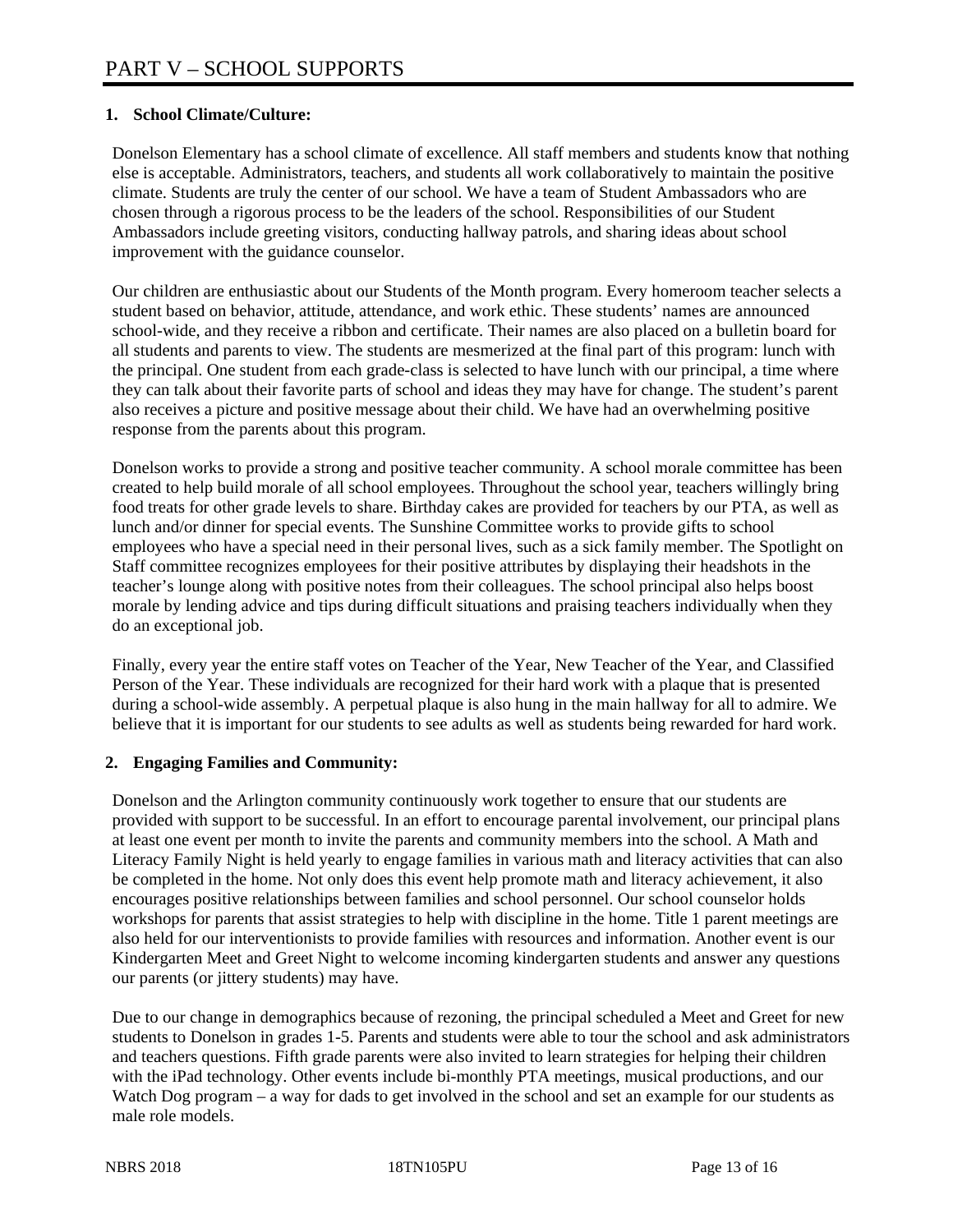# PART V – SCHOOL SUPPORTS

**1. School Climate/Culture:**

Donelson Elementary has a school climate of excellence. All staff members and students know that nothing else is acceptable. Administrators, teachers, and students all work collaboratively to maintain the positive climate. Students are truly the center of our school. We have a team of Student Ambassadors who are chosen through a rigorous process to be the leaders of the school. Responsibilities of our Student Ambassadors include greeting visitors, conducting hallway patrols, and sharing ideas about school improvement with the guidance counselor.

Our children are enthusiastic about our Students of the Month program. Every homeroom teacher selects a student based on behavior, attitude, attendance, and work ethic. These students' names are announced school-wide, and they receive a ribbon and certificate. Their names are also placed on a bulletin board for all students and parents to view. The students are mesmerized at the final part of this program: lunch with the principal. One student from each grade-class is selected to have lunch with our principal, a time where they can talk about their favorite parts of school and ideas they may have for change. The student's parent also receives a picture and positive message about their child. We have had an overwhelming positive response from the parents about this program.

Donelson works to provide a strong and positive teacher community. A school morale committee has been created to help build morale of all school employees. Throughout the school year, teachers willingly bring food treats for other grade levels to share. Birthday cakes are provided for teachers by our PTA, as well as lunch and/or dinner for special events. The Sunshine Committee works to provide gifts to school employees who have a special need in their personal lives, such as a sick family member. The Spotlight on Staff committee recognizes employees for their positive attributes by displaying their headshots in the teacher's lounge along with positive notes from their colleagues. The school principal also helps boost morale by lending advice and tips during difficult situations and praising teachers individually when they do an exceptional job.

Finally, every year the entire staff votes on Teacher of the Year, New Teacher of the Year, and Classified Person of the Year. These individuals are recognized for their hard work with a plaque that is presented during a school-wide assembly. A perpetual plaque is also hung in the main hallway for all to admire. We believe that it is important for our students to see adults as well as students being rewarded for hard work.

**2. Engaging Families and Community:**

Donelson and the Arlington community continuously work together to ensure that our students are provided with support to be successful. In an effort to encourage parental involvement, our principal plans at least one event per month to invite the parents and community members into the school. A Math and Literacy Family Night is held yearly to engage families in various math and literacy activities that can also be completed in the home. Not only does this event help promote math and literacy achievement, it also encourages positive relationships between families and school personnel. Our school counselor holds workshops for parents that assist strategies to help with discipline in the home. Title 1 parent meetings are also held for our interventionists to provide families with resources and information. Another event is our Kindergarten Meet and Greet Night to welcome incoming kindergarten students and answer any questions our parents (or jittery students) may have.

Due to our change in demographics because of rezoning, the principal scheduled a Meet and Greet for new students to Donelson in grades 1-5. Parents and students were able to tour the school and ask administrators and teachers questions. Fifth grade parents were also invited to learn strategies for helping their children with the iPad technology. Other events include bi-monthly PTA meetings, musical productions, and our Watch Dog program – a way for dads to get involved in the school and set an example for our students as male role models.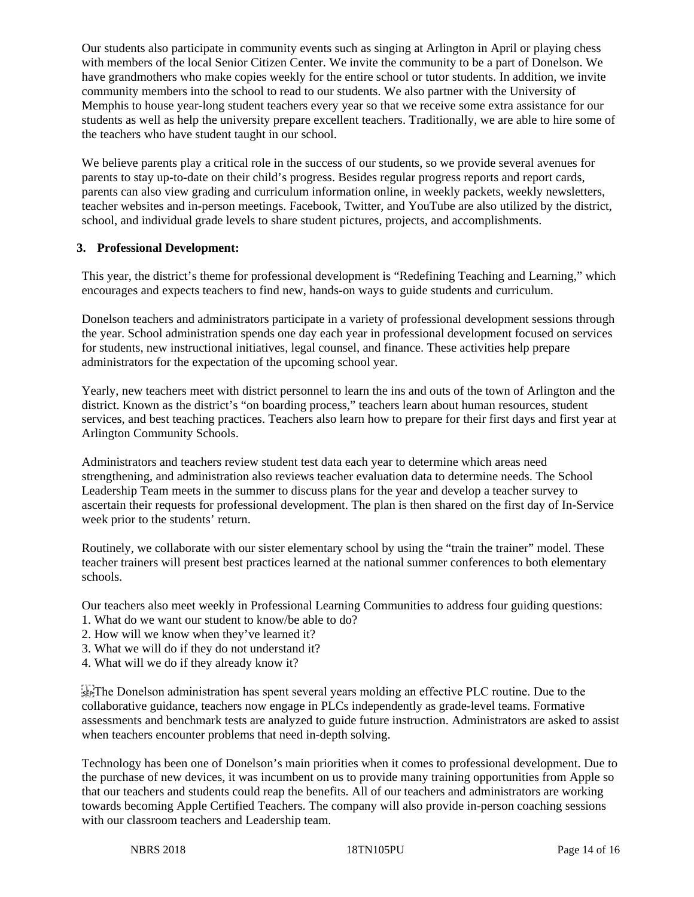Our students also participate in community events such as singing at Arlington in April or playing chess with members of the local Senior Citizen Center. We invite the community to be a part of Donelson. We have grandmothers who make copies weekly for the entire school or tutor students. In addition, we invite community members into the school to read to our students. We also partner with the University of Memphis to house year-long student teachers every year so that we receive some extra assistance for our students as well as help the university prepare excellent teachers. Traditionally, we are able to hire some of the teachers who have student taught in our school.

We believe parents play a critical role in the success of our students, so we provide several avenues for parents to stay up-to-date on their child's progress. Besides regular progress reports and report cards, parents can also view grading and curriculum information online, in weekly packets, weekly newsletters, teacher websites and in-person meetings. Facebook, Twitter, and YouTube are also utilized by the district, school, and individual grade levels to share student pictures, projects, and accomplishments.

**3. Professional Development:**

This year, the district's theme for professional development is "Redefining Teaching and Learning," which encourages and expects teachers to find new, hands-on ways to guide students and curriculum.

Donelson teachers and administrators participate in a variety of professional development sessions through the year. School administration spends one day each year in professional development focused on services for students, new instructional initiatives, legal counsel, and finance. These activities help prepare administrators for the expectation of the upcoming school year.

Yearly, new teachers meet with district personnel to learn the ins and outs of the town of Arlington and the district. Known as the district's "on boarding process," teachers learn about human resources, student services, and best teaching practices. Teachers also learn how to prepare for their first days and first year at Arlington Community Schools.

Administrators and teachers review student test data each year to determine which areas need strengthening, and administration also reviews teacher evaluation data to determine needs. The School Leadership Team meets in the summer to discuss plans for the year and develop a teacher survey to ascertain their requests for professional development. The plan is then shared on the first day of In-Service week prior to the students' return.

Routinely, we collaborate with our sister elementary school by using the "train the trainer" model. These teacher trainers will present best practices learned at the national summer conferences to both elementary schools.

Our teachers also meet weekly in Professional Learning Communities to address four guiding questions:
1. What do we want our student to know/be able to do?
2. How will we know when they've learned it?
3. What we will do if they do not understand it?
4. What will we do if they already know it?

The Donelson administration has spent several years molding an effective PLC routine. Due to the collaborative guidance, teachers now engage in PLCs independently as grade-level teams. Formative assessments and benchmark tests are analyzed to guide future instruction. Administrators are asked to assist when teachers encounter problems that need in-depth solving.

Technology has been one of Donelson's main priorities when it comes to professional development. Due to the purchase of new devices, it was incumbent on us to provide many training opportunities from Apple so that our teachers and students could reap the benefits. All of our teachers and administrators are working towards becoming Apple Certified Teachers. The company will also provide in-person coaching sessions with our classroom teachers and Leadership team.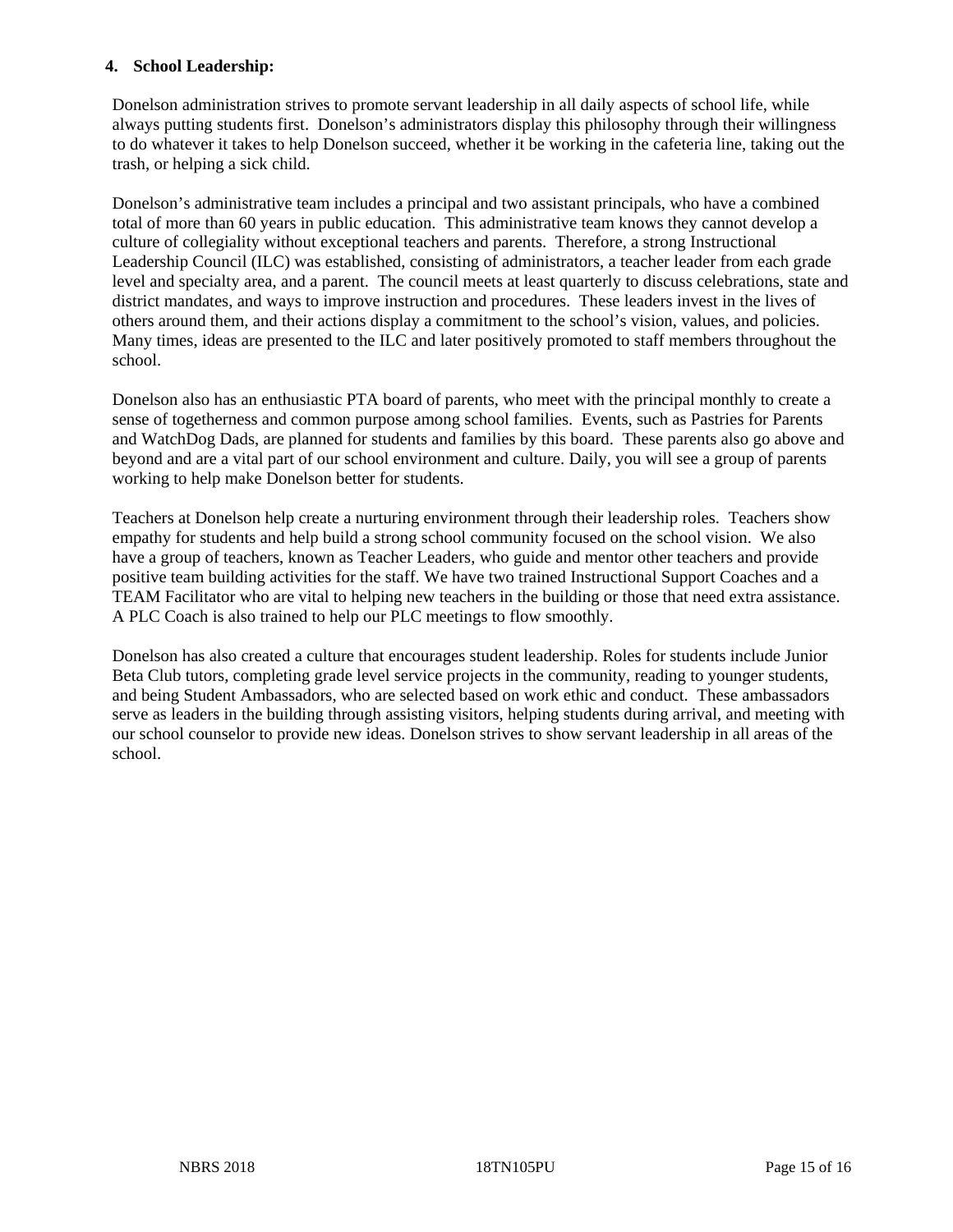**4. School Leadership:**

Donelson administration strives to promote servant leadership in all daily aspects of school life, while always putting students first. Donelson's administrators display this philosophy through their willingness to do whatever it takes to help Donelson succeed, whether it be working in the cafeteria line, taking out the trash, or helping a sick child.

Donelson's administrative team includes a principal and two assistant principals, who have a combined total of more than 60 years in public education. This administrative team knows they cannot develop a culture of collegiality without exceptional teachers and parents. Therefore, a strong Instructional Leadership Council (ILC) was established, consisting of administrators, a teacher leader from each grade level and specialty area, and a parent. The council meets at least quarterly to discuss celebrations, state and district mandates, and ways to improve instruction and procedures. These leaders invest in the lives of others around them, and their actions display a commitment to the school's vision, values, and policies. Many times, ideas are presented to the ILC and later positively promoted to staff members throughout the school.

Donelson also has an enthusiastic PTA board of parents, who meet with the principal monthly to create a sense of togetherness and common purpose among school families. Events, such as Pastries for Parents and WatchDog Dads, are planned for students and families by this board. These parents also go above and beyond and are a vital part of our school environment and culture. Daily, you will see a group of parents working to help make Donelson better for students.

Teachers at Donelson help create a nurturing environment through their leadership roles. Teachers show empathy for students and help build a strong school community focused on the school vision. We also have a group of teachers, known as Teacher Leaders, who guide and mentor other teachers and provide positive team building activities for the staff. We have two trained Instructional Support Coaches and a TEAM Facilitator who are vital to helping new teachers in the building or those that need extra assistance. A PLC Coach is also trained to help our PLC meetings to flow smoothly.

Donelson has also created a culture that encourages student leadership. Roles for students include Junior Beta Club tutors, completing grade level service projects in the community, reading to younger students, and being Student Ambassadors, who are selected based on work ethic and conduct. These ambassadors serve as leaders in the building through assisting visitors, helping students during arrival, and meeting with our school counselor to provide new ideas. Donelson strives to show servant leadership in all areas of the school.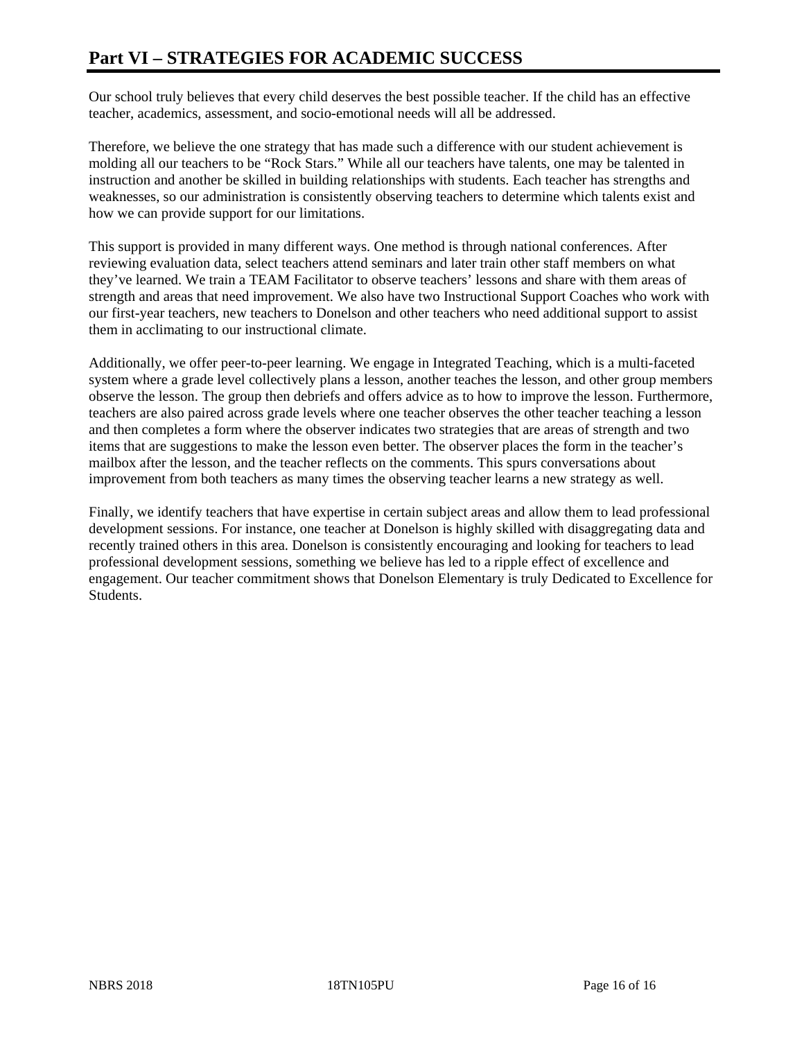# Part VI – STRATEGIES FOR ACADEMIC SUCCESS

Our school truly believes that every child deserves the best possible teacher. If the child has an effective teacher, academics, assessment, and socio-emotional needs will all be addressed.

Therefore, we believe the one strategy that has made such a difference with our student achievement is molding all our teachers to be "Rock Stars." While all our teachers have talents, one may be talented in instruction and another be skilled in building relationships with students. Each teacher has strengths and weaknesses, so our administration is consistently observing teachers to determine which talents exist and how we can provide support for our limitations.

This support is provided in many different ways. One method is through national conferences. After reviewing evaluation data, select teachers attend seminars and later train other staff members on what they've learned. We train a TEAM Facilitator to observe teachers' lessons and share with them areas of strength and areas that need improvement. We also have two Instructional Support Coaches who work with our first-year teachers, new teachers to Donelson and other teachers who need additional support to assist them in acclimating to our instructional climate.

Additionally, we offer peer-to-peer learning. We engage in Integrated Teaching, which is a multi-faceted system where a grade level collectively plans a lesson, another teaches the lesson, and other group members observe the lesson. The group then debriefs and offers advice as to how to improve the lesson. Furthermore, teachers are also paired across grade levels where one teacher observes the other teacher teaching a lesson and then completes a form where the observer indicates two strategies that are areas of strength and two items that are suggestions to make the lesson even better. The observer places the form in the teacher's mailbox after the lesson, and the teacher reflects on the comments. This spurs conversations about improvement from both teachers as many times the observing teacher learns a new strategy as well.

Finally, we identify teachers that have expertise in certain subject areas and allow them to lead professional development sessions. For instance, one teacher at Donelson is highly skilled with disaggregating data and recently trained others in this area. Donelson is consistently encouraging and looking for teachers to lead professional development sessions, something we believe has led to a ripple effect of excellence and engagement. Our teacher commitment shows that Donelson Elementary is truly Dedicated to Excellence for Students.